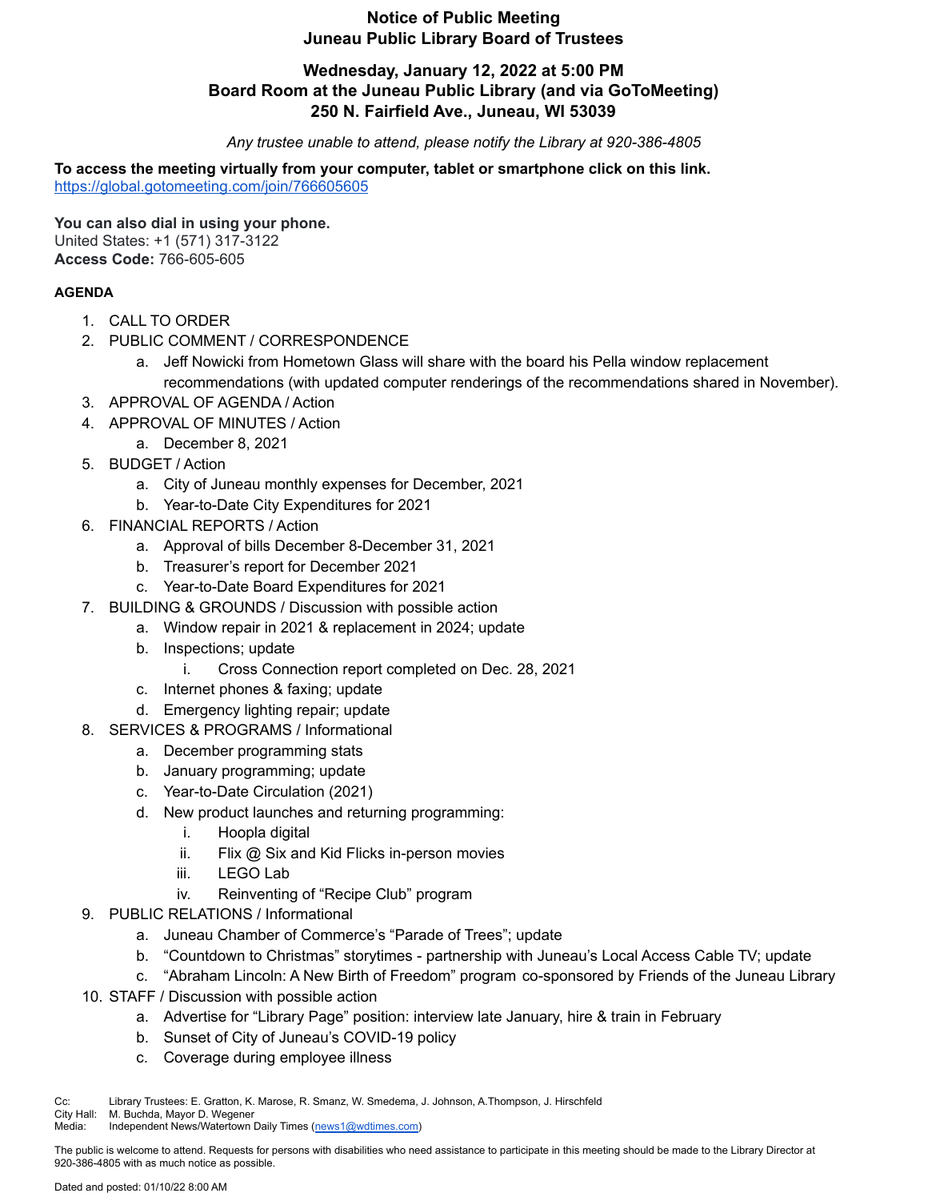# Notice of Public Meeting
# Juneau Public Library Board of Trustees

## Wednesday, January 12, 2022 at 5:00 PM
## Board Room at the Juneau Public Library (and via GoToMeeting)
## 250 N. Fairfield Ave., Juneau, WI 53039

*Any trustee unable to attend, please notify the Library at 920-386-4805*

**To access the meeting virtually from your computer, tablet or smartphone click on this link.**
https://global.gotomeeting.com/join/766605605

**You can also dial in using your phone.**
United States: +1 (571) 317-3122
**Access Code:** 766-605-605

**AGENDA**

1. CALL TO ORDER
2. PUBLIC COMMENT / CORRESPONDENCE
   a. Jeff Nowicki from Hometown Glass will share with the board his Pella window replacement recommendations (with updated computer renderings of the recommendations shared in November).
3. APPROVAL OF AGENDA / Action
4. APPROVAL OF MINUTES / Action
   a. December 8, 2021
5. BUDGET / Action
   a. City of Juneau monthly expenses for December, 2021
   b. Year-to-Date City Expenditures for 2021
6. FINANCIAL REPORTS / Action
   a. Approval of bills December 8-December 31, 2021
   b. Treasurer's report for December 2021
   c. Year-to-Date Board Expenditures for 2021
7. BUILDING & GROUNDS / Discussion with possible action
   a. Window repair in 2021 & replacement in 2024; update
   b. Inspections; update
      i. Cross Connection report completed on Dec. 28, 2021
   c. Internet phones & faxing; update
   d. Emergency lighting repair; update
8. SERVICES & PROGRAMS / Informational
   a. December programming stats
   b. January programming; update
   c. Year-to-Date Circulation (2021)
   d. New product launches and returning programming:
      i. Hoopla digital
      ii. Flix @ Six and Kid Flicks in-person movies
      iii. LEGO Lab
      iv. Reinventing of "Recipe Club" program
9. PUBLIC RELATIONS / Informational
   a. Juneau Chamber of Commerce's "Parade of Trees"; update
   b. "Countdown to Christmas" storytimes - partnership with Juneau's Local Access Cable TV; update
   c. "Abraham Lincoln: A New Birth of Freedom" program co-sponsored by Friends of the Juneau Library
10. STAFF / Discussion with possible action
    a. Advertise for "Library Page" position: interview late January, hire & train in February
    b. Sunset of City of Juneau's COVID-19 policy
    c. Coverage during employee illness

Cc: Library Trustees: E. Gratton, K. Marose, R. Smanz, W. Smedema, J. Johnson, A.Thompson, J. Hirschfeld
City Hall: M. Buchda, Mayor D. Wegener
Media: Independent News/Watertown Daily Times (news1@wdtimes.com)

The public is welcome to attend. Requests for persons with disabilities who need assistance to participate in this meeting should be made to the Library Director at 920-386-4805 with as much notice as possible.

Dated and posted: 01/10/22 8:00 AM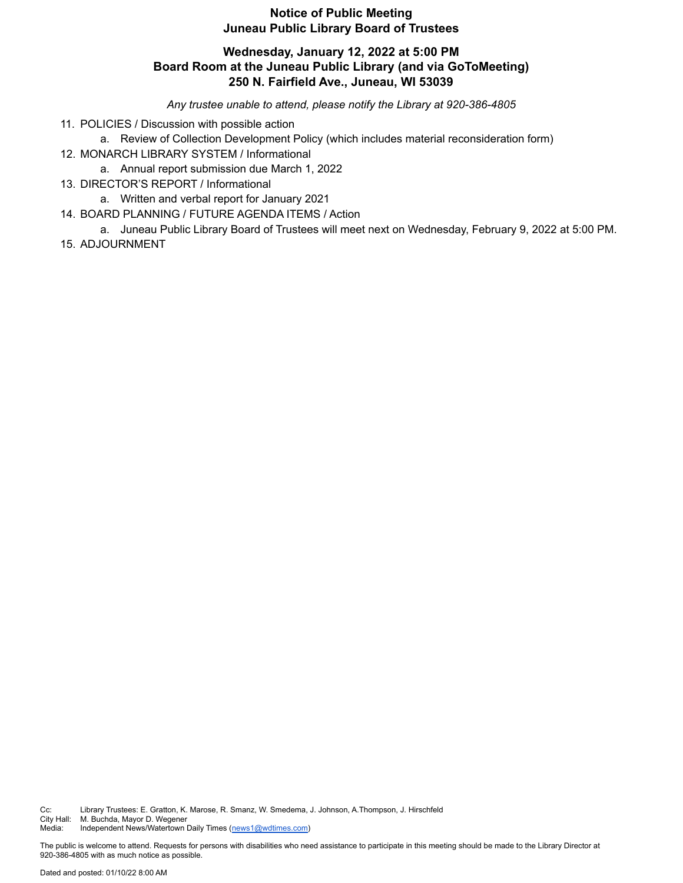**Notice of Public Meeting**
**Juneau Public Library Board of Trustees**

**Wednesday, January 12, 2022 at 5:00 PM**
**Board Room at the Juneau Public Library (and via GoToMeeting)**
**250 N. Fairfield Ave., Juneau, WI 53039**

*Any trustee unable to attend, please notify the Library at 920-386-4805*

11. POLICIES / Discussion with possible action
    a. Review of Collection Development Policy (which includes material reconsideration form)
12. MONARCH LIBRARY SYSTEM / Informational
    a. Annual report submission due March 1, 2022
13. DIRECTOR'S REPORT / Informational
    a. Written and verbal report for January 2021
14. BOARD PLANNING / FUTURE AGENDA ITEMS / Action
    a. Juneau Public Library Board of Trustees will meet next on Wednesday, February 9, 2022 at 5:00 PM.
15. ADJOURNMENT

Cc: Library Trustees: E. Gratton, K. Marose, R. Smanz, W. Smedema, J. Johnson, A.Thompson, J. Hirschfeld
City Hall: M. Buchda, Mayor D. Wegener
Media: Independent News/Watertown Daily Times (news1@wdtimes.com)

The public is welcome to attend. Requests for persons with disabilities who need assistance to participate in this meeting should be made to the Library Director at 920-386-4805 with as much notice as possible.

Dated and posted: 01/10/22 8:00 AM